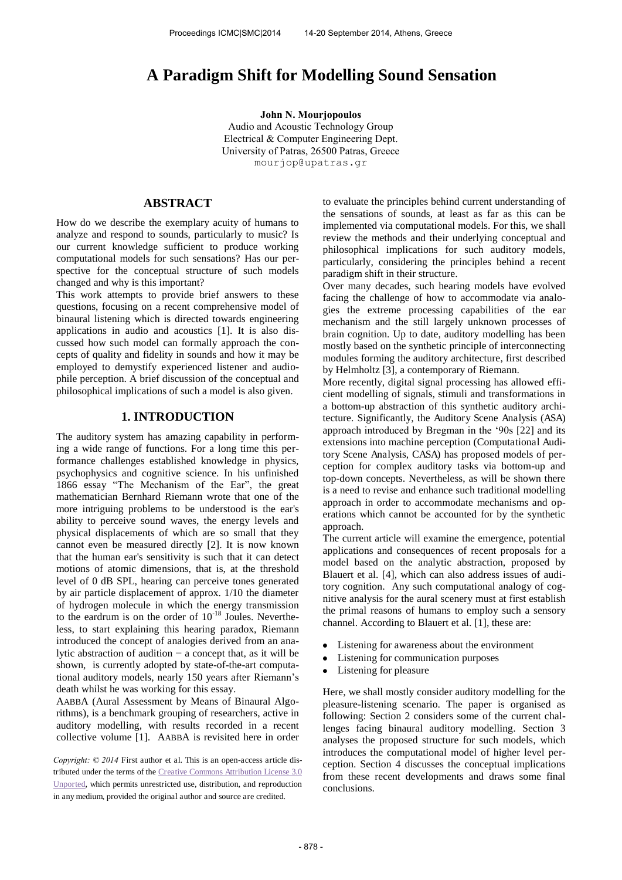# A Paradigm Shift for Modelling Sound Sensation

**John N. Mourjopoulos**
Audio and Acoustic Technology Group
Electrical & Computer Engineering Dept.
University of Patras, 26500 Patras, Greece
mourjop@upatras.gr

## ABSTRACT

How do we describe the exemplary acuity of humans to analyze and respond to sounds, particularly to music? Is our current knowledge sufficient to produce working computational models for such sensations? Has our perspective for the conceptual structure of such models changed and why is this important?

This work attempts to provide brief answers to these questions, focusing on a recent comprehensive model of binaural listening which is directed towards engineering applications in audio and acoustics [1]. It is also discussed how such model can formally approach the concepts of quality and fidelity in sounds and how it may be employed to demystify experienced listener and audiophile perception. A brief discussion of the conceptual and philosophical implications of such a model is also given.

## 1. INTRODUCTION

The auditory system has amazing capability in performing a wide range of functions. For a long time this performance challenges established knowledge in physics, psychophysics and cognitive science. In his unfinished 1866 essay "The Mechanism of the Ear", the great mathematician Bernhard Riemann wrote that one of the more intriguing problems to be understood is the ear's ability to perceive sound waves, the energy levels and physical displacements of which are so small that they cannot even be measured directly [2]. It is now known that the human ear's sensitivity is such that it can detect motions of atomic dimensions, that is, at the threshold level of 0 dB SPL, hearing can perceive tones generated by air particle displacement of approx. 1/10 the diameter of hydrogen molecule in which the energy transmission to the eardrum is on the order of $10^{-18}$ Joules. Nevertheless, to start explaining this hearing paradox, Riemann introduced the concept of analogies derived from an analytic abstraction of audition − a concept that, as it will be shown, is currently adopted by state-of-the-art computational auditory models, nearly 150 years after Riemann's death whilst he was working for this essay.

AABBA (Aural Assessment by Means of Binaural Algorithms), is a benchmark grouping of researchers, active in auditory modelling, with results recorded in a recent collective volume [1]. AABBA is revisited here in order to evaluate the principles behind current understanding of the sensations of sounds, at least as far as this can be implemented via computational models. For this, we shall review the methods and their underlying conceptual and philosophical implications for such auditory models, particularly, considering the principles behind a recent paradigm shift in their structure.

Over many decades, such hearing models have evolved facing the challenge of how to accommodate via analogies the extreme processing capabilities of the ear mechanism and the still largely unknown processes of brain cognition. Up to date, auditory modelling has been mostly based on the synthetic principle of interconnecting modules forming the auditory architecture, first described by Helmholtz [3], a contemporary of Riemann.

More recently, digital signal processing has allowed efficient modelling of signals, stimuli and transformations in a bottom-up abstraction of this synthetic auditory architecture. Significantly, the Auditory Scene Analysis (ASA) approach introduced by Bregman in the '90s [22] and its extensions into machine perception (Computational Auditory Scene Analysis, CASA) has proposed models of perception for complex auditory tasks via bottom-up and top-down concepts. Nevertheless, as will be shown there is a need to revise and enhance such traditional modelling approach in order to accommodate mechanisms and operations which cannot be accounted for by the synthetic approach.

The current article will examine the emergence, potential applications and consequences of recent proposals for a model based on the analytic abstraction, proposed by Blauert et al. [4], which can also address issues of auditory cognition. Any such computational analogy of cognitive analysis for the aural scenery must at first establish the primal reasons of humans to employ such a sensory channel. According to Blauert et al. [1], these are:

- Listening for awareness about the environment
- Listening for communication purposes
- Listening for pleasure

Here, we shall mostly consider auditory modelling for the pleasure-listening scenario. The paper is organised as following: Section 2 considers some of the current challenges facing binaural auditory modelling. Section 3 analyses the proposed structure for such models, which introduces the computational model of higher level perception. Section 4 discusses the conceptual implications from these recent developments and draws some final conclusions.

*Copyright: © 2014 First author et al. This is an open-access article distributed under the terms of the Creative Commons Attribution License 3.0 Unported, which permits unrestricted use, distribution, and reproduction in any medium, provided the original author and source are credited.*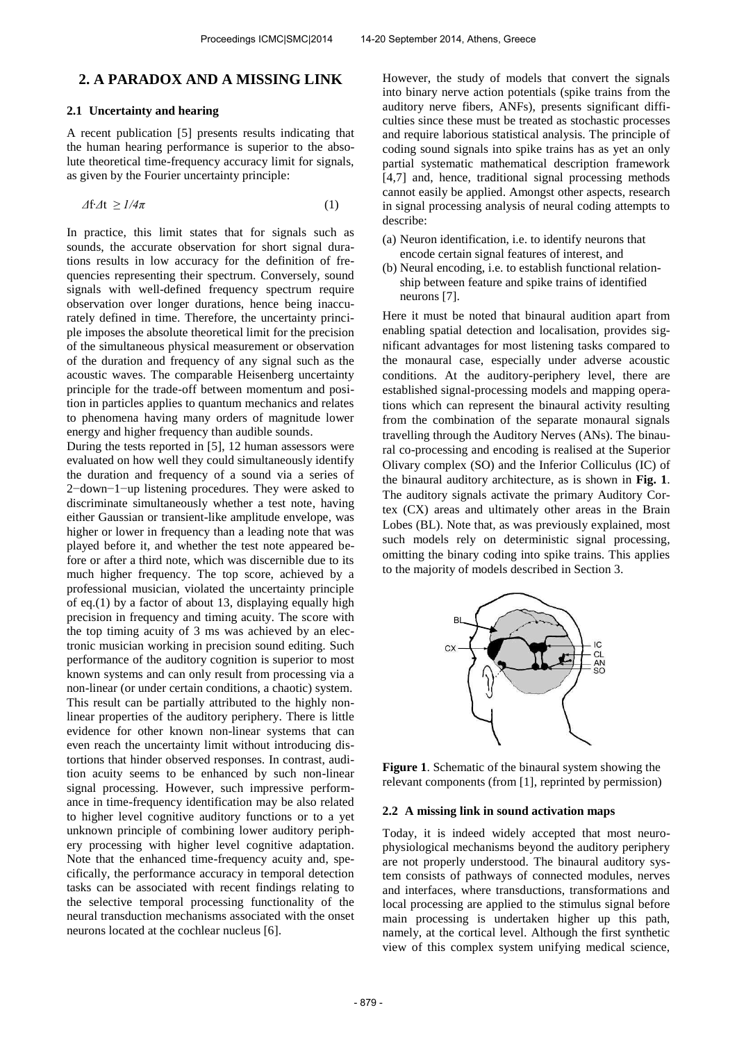## 2. A PARADOX AND A MISSING LINK

### 2.1 Uncertainty and hearing

A recent publication [5] presents results indicating that the human hearing performance is superior to the absolute theoretical time-frequency accuracy limit for signals, as given by the Fourier uncertainty principle:

$$\Delta f \cdot \Delta t \geq 1/4\pi \tag{1}$$

In practice, this limit states that for signals such as sounds, the accurate observation for short signal durations results in low accuracy for the definition of frequencies representing their spectrum. Conversely, sound signals with well-defined frequency spectrum require observation over longer durations, hence being inaccurately defined in time. Therefore, the uncertainty principle imposes the absolute theoretical limit for the precision of the simultaneous physical measurement or observation of the duration and frequency of any signal such as the acoustic waves. The comparable Heisenberg uncertainty principle for the trade-off between momentum and position in particles applies to quantum mechanics and relates to phenomena having many orders of magnitude lower energy and higher frequency than audible sounds.

During the tests reported in [5], 12 human assessors were evaluated on how well they could simultaneously identify the duration and frequency of a sound via a series of 2−down−1−up listening procedures. They were asked to discriminate simultaneously whether a test note, having either Gaussian or transient-like amplitude envelope, was higher or lower in frequency than a leading note that was played before it, and whether the test note appeared before or after a third note, which was discernible due to its much higher frequency. The top score, achieved by a professional musician, violated the uncertainty principle of eq.(1) by a factor of about 13, displaying equally high precision in frequency and timing acuity. The score with the top timing acuity of 3 ms was achieved by an electronic musician working in precision sound editing. Such performance of the auditory cognition is superior to most known systems and can only result from processing via a non-linear (or under certain conditions, a chaotic) system. This result can be partially attributed to the highly non-linear properties of the auditory periphery. There is little evidence for other known non-linear systems that can even reach the uncertainty limit without introducing distortions that hinder observed responses. In contrast, audition acuity seems to be enhanced by such non-linear signal processing. However, such impressive performance in time-frequency identification may be also related to higher level cognitive auditory functions or to a yet unknown principle of combining lower auditory periphery processing with higher level cognitive adaptation. Note that the enhanced time-frequency acuity and, specifically, the performance accuracy in temporal detection tasks can be associated with recent findings relating to the selective temporal processing functionality of the neural transduction mechanisms associated with the onset neurons located at the cochlear nucleus [6].

However, the study of models that convert the signals into binary nerve action potentials (spike trains from the auditory nerve fibers, ANFs), presents significant difficulties since these must be treated as stochastic processes and require laborious statistical analysis. The principle of coding sound signals into spike trains has as yet an only partial systematic mathematical description framework [4,7] and, hence, traditional signal processing methods cannot easily be applied. Amongst other aspects, research in signal processing analysis of neural coding attempts to describe:

(a) Neuron identification, i.e. to identify neurons that encode certain signal features of interest, and
(b) Neural encoding, i.e. to establish functional relationship between feature and spike trains of identified neurons [7].

Here it must be noted that binaural audition apart from enabling spatial detection and localisation, provides significant advantages for most listening tasks compared to the monaural case, especially under adverse acoustic conditions. At the auditory-periphery level, there are established signal-processing models and mapping operations which can represent the binaural activity resulting from the combination of the separate monaural signals travelling through the Auditory Nerves (ANs). The binaural co-processing and encoding is realised at the Superior Olivary complex (SO) and the Inferior Colliculus (IC) of the binaural auditory architecture, as is shown in **Fig. 1**. The auditory signals activate the primary Auditory Cortex (CX) areas and ultimately other areas in the Brain Lobes (BL). Note that, as was previously explained, most such models rely on deterministic signal processing, omitting the binary coding into spike trains. This applies to the majority of models described in Section 3.

**Figure 1**. Schematic of the binaural system showing the relevant components (from [1], reprinted by permission)

### 2.2 A missing link in sound activation maps

Today, it is indeed widely accepted that most neurophysiological mechanisms beyond the auditory periphery are not properly understood. The binaural auditory system consists of pathways of connected modules, nerves and interfaces, where transductions, transformations and local processing are applied to the stimulus signal before main processing is undertaken higher up this path, namely, at the cortical level. Although the first synthetic view of this complex system unifying medical science,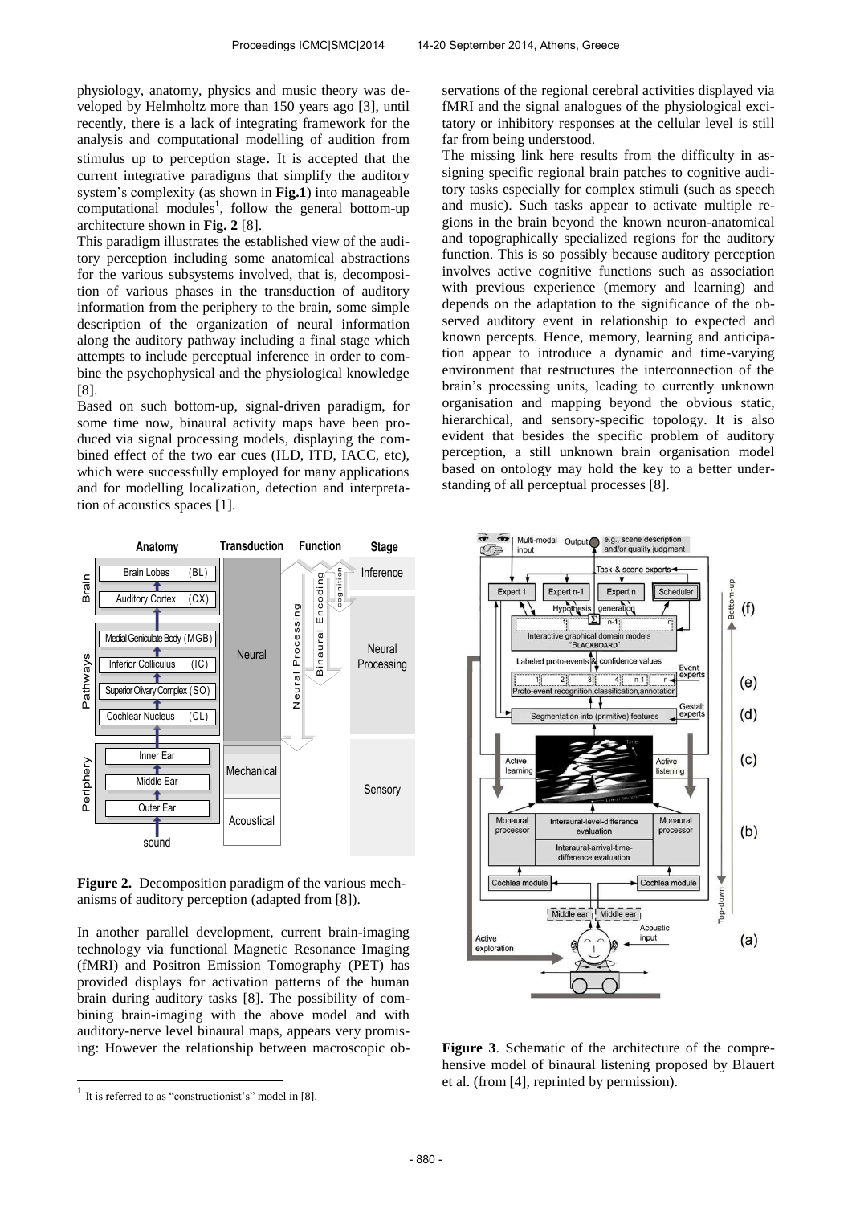physiology, anatomy, physics and music theory was developed by Helmholtz more than 150 years ago [3], until recently, there is a lack of integrating framework for the analysis and computational modelling of audition from stimulus up to perception stage. It is accepted that the current integrative paradigms that simplify the auditory system's complexity (as shown in **Fig.1**) into manageable computational modules[1], follow the general bottom-up architecture shown in **Fig. 2** [8].

This paradigm illustrates the established view of the auditory perception including some anatomical abstractions for the various subsystems involved, that is, decomposition of various phases in the transduction of auditory information from the periphery to the brain, some simple description of the organization of neural information along the auditory pathway including a final stage which attempts to include perceptual inference in order to combine the psychophysical and the physiological knowledge [8].

Based on such bottom-up, signal-driven paradigm, for some time now, binaural activity maps have been produced via signal processing models, displaying the combined effect of the two ear cues (ILD, ITD, IACC, etc), which were successfully employed for many applications and for modelling localization, detection and interpretation of acoustics spaces [1].

**Figure 2.** Decomposition paradigm of the various mechanisms of auditory perception (adapted from [8]).

In another parallel development, current brain-imaging technology via functional Magnetic Resonance Imaging (fMRI) and Positron Emission Tomography (PET) has provided displays for activation patterns of the human brain during auditory tasks [8]. The possibility of combining brain-imaging with the above model and with auditory-nerve level binaural maps, appears very promising: However the relationship between macroscopic observations of the regional cerebral activities displayed via fMRI and the signal analogues of the physiological excitatory or inhibitory responses at the cellular level is still far from being understood.

The missing link here results from the difficulty in assigning specific regional brain patches to cognitive auditory tasks especially for complex stimuli (such as speech and music). Such tasks appear to activate multiple regions in the brain beyond the known neuron-anatomical and topographically specialized regions for the auditory function. This is so possibly because auditory perception involves active cognitive functions such as association with previous experience (memory and learning) and depends on the adaptation to the significance of the observed auditory event in relationship to expected and known percepts. Hence, memory, learning and anticipation appear to introduce a dynamic and time-varying environment that restructures the interconnection of the brain's processing units, leading to currently unknown organisation and mapping beyond the obvious static, hierarchical, and sensory-specific topology. It is also evident that besides the specific problem of auditory perception, a still unknown brain organisation model based on ontology may hold the key to a better understanding of all perceptual processes [8].

**Figure 3**. Schematic of the architecture of the comprehensive model of binaural listening proposed by Blauert et al. (from [4], reprinted by permission).

[1] It is referred to as "constructionist's" model in [8].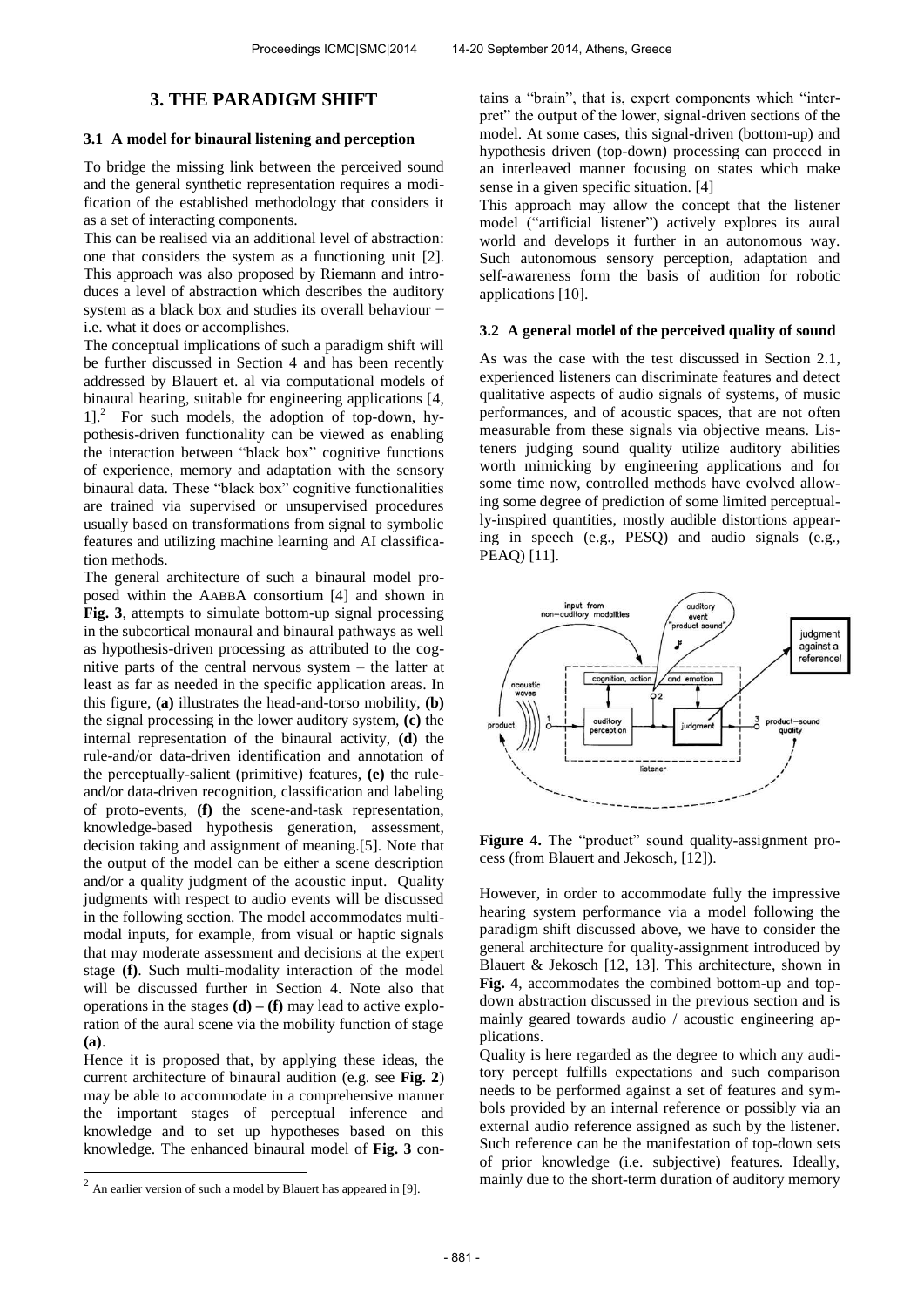## 3. THE PARADIGM SHIFT

### 3.1 A model for binaural listening and perception

To bridge the missing link between the perceived sound and the general synthetic representation requires a modification of the established methodology that considers it as a set of interacting components.

This can be realised via an additional level of abstraction: one that considers the system as a functioning unit [2]. This approach was also proposed by Riemann and introduces a level of abstraction which describes the auditory system as a black box and studies its overall behaviour − i.e. what it does or accomplishes.

The conceptual implications of such a paradigm shift will be further discussed in Section 4 and has been recently addressed by Blauert et. al via computational models of binaural hearing, suitable for engineering applications [4, 1].[2] For such models, the adoption of top-down, hypothesis-driven functionality can be viewed as enabling the interaction between "black box" cognitive functions of experience, memory and adaptation with the sensory binaural data. These "black box" cognitive functionalities are trained via supervised or unsupervised procedures usually based on transformations from signal to symbolic features and utilizing machine learning and AI classification methods.

The general architecture of such a binaural model proposed within the AABBA consortium [4] and shown in **Fig. 3**, attempts to simulate bottom-up signal processing in the subcortical monaural and binaural pathways as well as hypothesis-driven processing as attributed to the cognitive parts of the central nervous system – the latter at least as far as needed in the specific application areas. In this figure, **(a)** illustrates the head-and-torso mobility, **(b)** the signal processing in the lower auditory system, **(c)** the internal representation of the binaural activity, **(d)** the rule-and/or data-driven identification and annotation of the perceptually-salient (primitive) features, **(e)** the rule-and/or data-driven recognition, classification and labeling of proto-events, **(f)** the scene-and-task representation, knowledge-based hypothesis generation, assessment, decision taking and assignment of meaning.[5]. Note that the output of the model can be either a scene description and/or a quality judgment of the acoustic input. Quality judgments with respect to audio events will be discussed in the following section. The model accommodates multimodal inputs, for example, from visual or haptic signals that may moderate assessment and decisions at the expert stage **(f)**. Such multi-modality interaction of the model will be discussed further in Section 4. Note also that operations in the stages **(d) – (f)** may lead to active exploration of the aural scene via the mobility function of stage **(a)**.

Hence it is proposed that, by applying these ideas, the current architecture of binaural audition (e.g. see **Fig. 2**) may be able to accommodate in a comprehensive manner the important stages of perceptual inference and knowledge and to set up hypotheses based on this knowledge. The enhanced binaural model of **Fig. 3** contains a "brain", that is, expert components which "interpret" the output of the lower, signal-driven sections of the model. At some cases, this signal-driven (bottom-up) and hypothesis driven (top-down) processing can proceed in an interleaved manner focusing on states which make sense in a given specific situation. [4]

This approach may allow the concept that the listener model ("artificial listener") actively explores its aural world and develops it further in an autonomous way. Such autonomous sensory perception, adaptation and self-awareness form the basis of audition for robotic applications [10].

[2] An earlier version of such a model by Blauert has appeared in [9].

### 3.2 A general model of the perceived quality of sound

As was the case with the test discussed in Section 2.1, experienced listeners can discriminate features and detect qualitative aspects of audio signals of systems, of music performances, and of acoustic spaces, that are not often measurable from these signals via objective means. Listeners judging sound quality utilize auditory abilities worth mimicking by engineering applications and for some time now, controlled methods have evolved allowing some degree of prediction of some limited perceptually-inspired quantities, mostly audible distortions appearing in speech (e.g., PESQ) and audio signals (e.g., PEAQ) [11].

**Figure 4.** The "product" sound quality-assignment process (from Blauert and Jekosch, [12]).

However, in order to accommodate fully the impressive hearing system performance via a model following the paradigm shift discussed above, we have to consider the general architecture for quality-assignment introduced by Blauert & Jekosch [12, 13]. This architecture, shown in **Fig. 4**, accommodates the combined bottom-up and top-down abstraction discussed in the previous section and is mainly geared towards audio / acoustic engineering applications.

Quality is here regarded as the degree to which any auditory percept fulfills expectations and such comparison needs to be performed against a set of features and symbols provided by an internal reference or possibly via an external audio reference assigned as such by the listener. Such reference can be the manifestation of top-down sets of prior knowledge (i.e. subjective) features. Ideally, mainly due to the short-term duration of auditory memory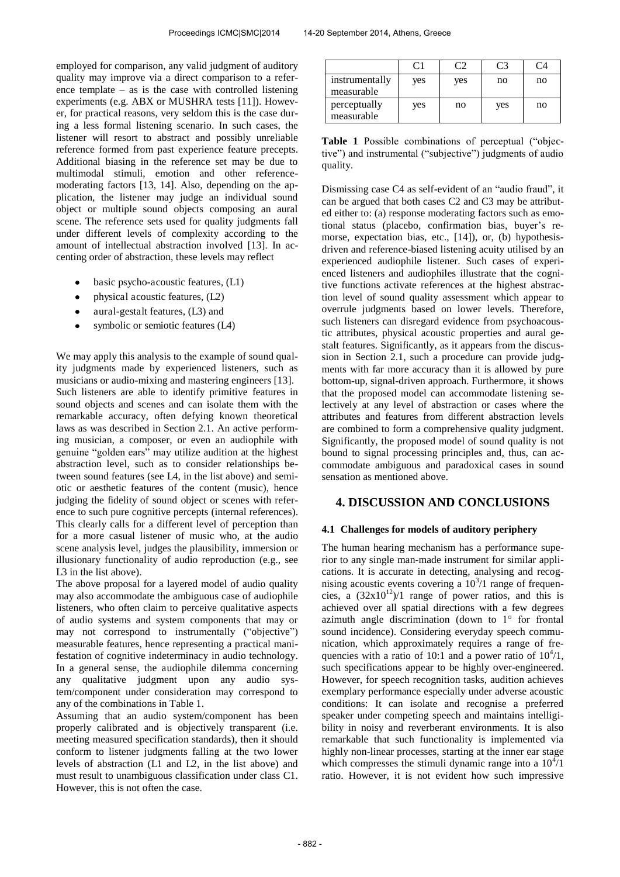employed for comparison, any valid judgment of auditory quality may improve via a direct comparison to a reference template – as is the case with controlled listening experiments (e.g. ABX or MUSHRA tests [11]). However, for practical reasons, very seldom this is the case during a less formal listening scenario. In such cases, the listener will resort to abstract and possibly unreliable reference formed from past experience feature precepts. Additional biasing in the reference set may be due to multimodal stimuli, emotion and other reference-moderating factors [13, 14]. Also, depending on the application, the listener may judge an individual sound object or multiple sound objects composing an aural scene. The reference sets used for quality judgments fall under different levels of complexity according to the amount of intellectual abstraction involved [13]. In accenting order of abstraction, these levels may reflect

- basic psycho-acoustic features, (L1)
- physical acoustic features, (L2)
- aural-gestalt features, (L3) and
- symbolic or semiotic features (L4)

We may apply this analysis to the example of sound quality judgments made by experienced listeners, such as musicians or audio-mixing and mastering engineers [13]. Such listeners are able to identify primitive features in sound objects and scenes and can isolate them with the remarkable accuracy, often defying known theoretical laws as was described in Section 2.1. An active performing musician, a composer, or even an audiophile with genuine "golden ears" may utilize audition at the highest abstraction level, such as to consider relationships between sound features (see L4, in the list above) and semiotic or aesthetic features of the content (music), hence judging the fidelity of sound object or scenes with reference to such pure cognitive percepts (internal references). This clearly calls for a different level of perception than for a more casual listener of music who, at the audio scene analysis level, judges the plausibility, immersion or illusionary functionality of audio reproduction (e.g., see L3 in the list above).

The above proposal for a layered model of audio quality may also accommodate the ambiguous case of audiophile listeners, who often claim to perceive qualitative aspects of audio systems and system components that may or may not correspond to instrumentally ("objective") measurable features, hence representing a practical manifestation of cognitive indeterminacy in audio technology. In a general sense, the audiophile dilemma concerning any qualitative judgment upon any audio system/component under consideration may correspond to any of the combinations in Table 1.

Assuming that an audio system/component has been properly calibrated and is objectively transparent (i.e. meeting measured specification standards), then it should conform to listener judgments falling at the two lower levels of abstraction (L1 and L2, in the list above) and must result to unambiguous classification under class C1. However, this is not often the case.

| | C1 | C2 | C3 | C4 |
|---|---|---|---|---|
| instrumentally measurable | yes | yes | no | no |
| perceptually measurable | yes | no | yes | no |

**Table 1** Possible combinations of perceptual ("objective") and instrumental ("subjective") judgments of audio quality.

Dismissing case C4 as self-evident of an "audio fraud", it can be argued that both cases C2 and C3 may be attributed either to: (a) response moderating factors such as emotional status (placebo, confirmation bias, buyer's remorse, expectation bias, etc., [14]), or, (b) hypothesis-driven and reference-biased listening acuity utilised by an experienced audiophile listener. Such cases of experienced listeners and audiophiles illustrate that the cognitive functions activate references at the highest abstraction level of sound quality assessment which appear to overrule judgments based on lower levels. Therefore, such listeners can disregard evidence from psychoacoustic attributes, physical acoustic properties and aural gestalt features. Significantly, as it appears from the discussion in Section 2.1, such a procedure can provide judgments with far more accuracy than it is allowed by pure bottom-up, signal-driven approach. Furthermore, it shows that the proposed model can accommodate listening selectively at any level of abstraction or cases where the attributes and features from different abstraction levels are combined to form a comprehensive quality judgment. Significantly, the proposed model of sound quality is not bound to signal processing principles and, thus, can accommodate ambiguous and paradoxical cases in sound sensation as mentioned above.

## 4. DISCUSSION AND CONCLUSIONS

### 4.1 Challenges for models of auditory periphery

The human hearing mechanism has a performance superior to any single man-made instrument for similar applications. It is accurate in detecting, analysing and recognising acoustic events covering a $10^3/1$ range of frequencies, a $(32x10^{12})/1$ range of power ratios, and this is achieved over all spatial directions with a few degrees azimuth angle discrimination (down to 1° for frontal sound incidence). Considering everyday speech communication, which approximately requires a range of frequencies with a ratio of 10:1 and a power ratio of $10^4/1$, such specifications appear to be highly over-engineered. However, for speech recognition tasks, audition achieves exemplary performance especially under adverse acoustic conditions: It can isolate and recognise a preferred speaker under competing speech and maintains intelligibility in noisy and reverberant environments. It is also remarkable that such functionality is implemented via highly non-linear processes, starting at the inner ear stage which compresses the stimuli dynamic range into a $10^4/1$ ratio. However, it is not evident how such impressive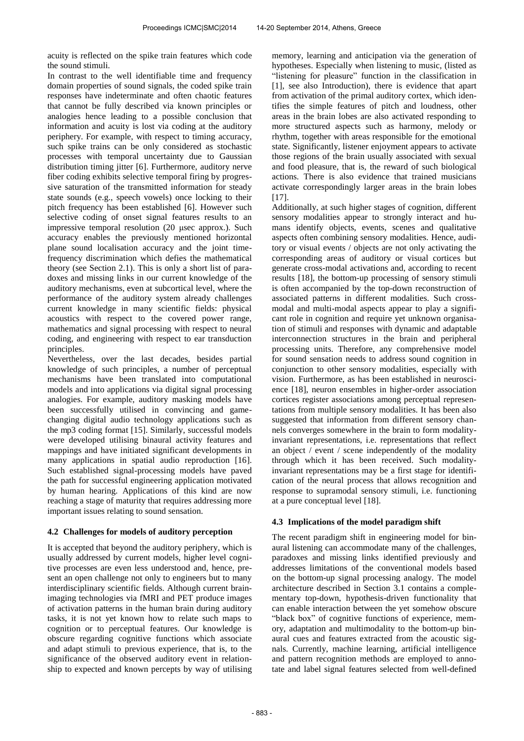acuity is reflected on the spike train features which code the sound stimuli.

In contrast to the well identifiable time and frequency domain properties of sound signals, the coded spike train responses have indeterminate and often chaotic features that cannot be fully described via known principles or analogies hence leading to a possible conclusion that information and acuity is lost via coding at the auditory periphery. For example, with respect to timing accuracy, such spike trains can be only considered as stochastic processes with temporal uncertainty due to Gaussian distribution timing jitter [6]. Furthermore, auditory nerve fiber coding exhibits selective temporal firing by progressive saturation of the transmitted information for steady state sounds (e.g., speech vowels) once locking to their pitch frequency has been established [6]. However such selective coding of onset signal features results to an impressive temporal resolution (20 μsec approx.). Such accuracy enables the previously mentioned horizontal plane sound localisation accuracy and the joint time-frequency discrimination which defies the mathematical theory (see Section 2.1). This is only a short list of paradoxes and missing links in our current knowledge of the auditory mechanisms, even at subcortical level, where the performance of the auditory system already challenges current knowledge in many scientific fields: physical acoustics with respect to the covered power range, mathematics and signal processing with respect to neural coding, and engineering with respect to ear transduction principles.

Nevertheless, over the last decades, besides partial knowledge of such principles, a number of perceptual mechanisms have been translated into computational models and into applications via digital signal processing analogies. For example, auditory masking models have been successfully utilised in convincing and game-changing digital audio technology applications such as the mp3 coding format [15]. Similarly, successful models were developed utilising binaural activity features and mappings and have initiated significant developments in many applications in spatial audio reproduction [16]. Such established signal-processing models have paved the path for successful engineering application motivated by human hearing. Applications of this kind are now reaching a stage of maturity that requires addressing more important issues relating to sound sensation.

### 4.2 Challenges for models of auditory perception

It is accepted that beyond the auditory periphery, which is usually addressed by current models, higher level cognitive processes are even less understood and, hence, present an open challenge not only to engineers but to many interdisciplinary scientific fields. Although current brain-imaging technologies via fMRI and PET produce images of activation patterns in the human brain during auditory tasks, it is not yet known how to relate such maps to cognition or to perceptual features. Our knowledge is obscure regarding cognitive functions which associate and adapt stimuli to previous experience, that is, to the significance of the observed auditory event in relationship to expected and known percepts by way of utilising memory, learning and anticipation via the generation of hypotheses. Especially when listening to music, (listed as "listening for pleasure" function in the classification in [1], see also Introduction), there is evidence that apart from activation of the primal auditory cortex, which identifies the simple features of pitch and loudness, other areas in the brain lobes are also activated responding to more structured aspects such as harmony, melody or rhythm, together with areas responsible for the emotional state. Significantly, listener enjoyment appears to activate those regions of the brain usually associated with sexual and food pleasure, that is, the reward of such biological actions. There is also evidence that trained musicians activate correspondingly larger areas in the brain lobes [17].

Additionally, at such higher stages of cognition, different sensory modalities appear to strongly interact and humans identify objects, events, scenes and qualitative aspects often combining sensory modalities. Hence, auditory or visual events / objects are not only activating the corresponding areas of auditory or visual cortices but generate cross-modal activations and, according to recent results [18], the bottom-up processing of sensory stimuli is often accompanied by the top-down reconstruction of associated patterns in different modalities. Such cross-modal and multi-modal aspects appear to play a significant role in cognition and require yet unknown organisation of stimuli and responses with dynamic and adaptable interconnection structures in the brain and peripheral processing units. Therefore, any comprehensive model for sound sensation needs to address sound cognition in conjunction to other sensory modalities, especially with vision. Furthermore, as has been established in neuroscience [18], neuron ensembles in higher-order association cortices register associations among perceptual representations from multiple sensory modalities. It has been also suggested that information from different sensory channels converges somewhere in the brain to form modality-invariant representations, i.e. representations that reflect an object / event / scene independently of the modality through which it has been received. Such modality-invariant representations may be a first stage for identification of the neural process that allows recognition and response to supramodal sensory stimuli, i.e. functioning at a pure conceptual level [18].

### 4.3 Implications of the model paradigm shift

The recent paradigm shift in engineering model for binaural listening can accommodate many of the challenges, paradoxes and missing links identified previously and addresses limitations of the conventional models based on the bottom-up signal processing analogy. The model architecture described in Section 3.1 contains a complementary top-down, hypothesis-driven functionality that can enable interaction between the yet somehow obscure "black box" of cognitive functions of experience, memory, adaptation and multimodality to the bottom-up binaural cues and features extracted from the acoustic signals. Currently, machine learning, artificial intelligence and pattern recognition methods are employed to annotate and label signal features selected from well-defined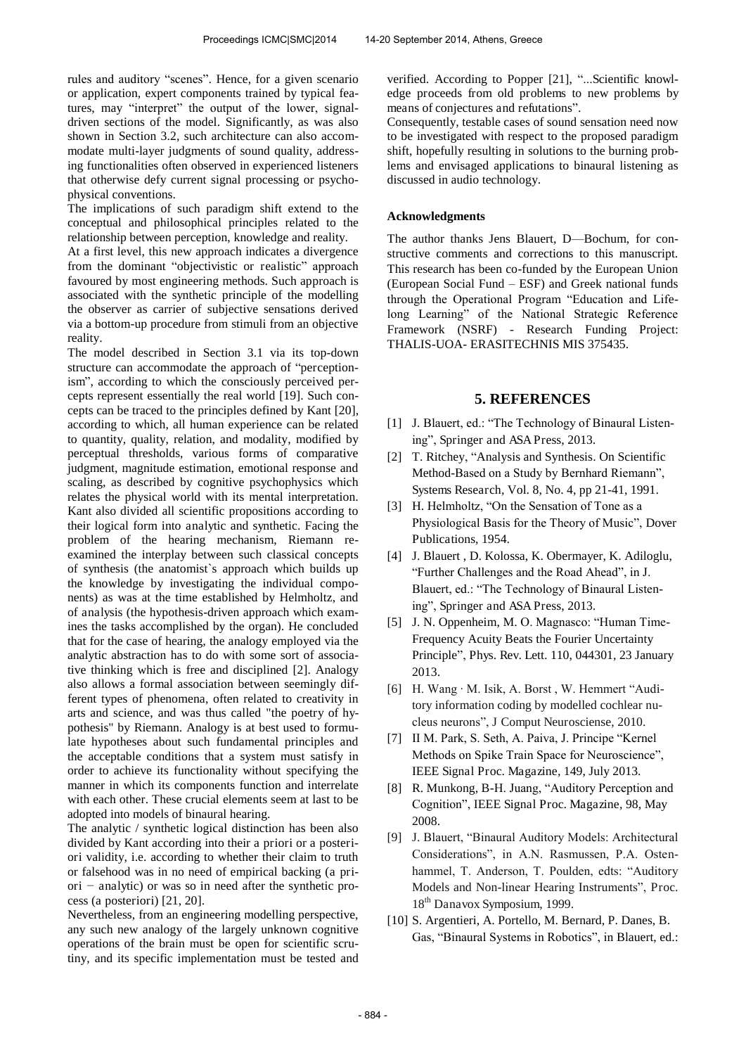rules and auditory "scenes". Hence, for a given scenario or application, expert components trained by typical features, may "interpret" the output of the lower, signal-driven sections of the model. Significantly, as was also shown in Section 3.2, such architecture can also accommodate multi-layer judgments of sound quality, addressing functionalities often observed in experienced listeners that otherwise defy current signal processing or psychophysical conventions.

The implications of such paradigm shift extend to the conceptual and philosophical principles related to the relationship between perception, knowledge and reality.

At a first level, this new approach indicates a divergence from the dominant "objectivistic or realistic" approach favoured by most engineering methods. Such approach is associated with the synthetic principle of the modelling the observer as carrier of subjective sensations derived via a bottom-up procedure from stimuli from an objective reality.

The model described in Section 3.1 via its top-down structure can accommodate the approach of "perceptionism", according to which the consciously perceived percepts represent essentially the real world [19]. Such concepts can be traced to the principles defined by Kant [20], according to which, all human experience can be related to quantity, quality, relation, and modality, modified by perceptual thresholds, various forms of comparative judgment, magnitude estimation, emotional response and scaling, as described by cognitive psychophysics which relates the physical world with its mental interpretation. Kant also divided all scientific propositions according to their logical form into analytic and synthetic. Facing the problem of the hearing mechanism, Riemann reexamined the interplay between such classical concepts of synthesis (the anatomist`s approach which builds up the knowledge by investigating the individual components) as was at the time established by Helmholtz, and of analysis (the hypothesis-driven approach which examines the tasks accomplished by the organ). He concluded that for the case of hearing, the analogy employed via the analytic abstraction has to do with some sort of associative thinking which is free and disciplined [2]. Analogy also allows a formal association between seemingly different types of phenomena, often related to creativity in arts and science, and was thus called "the poetry of hypothesis" by Riemann. Analogy is at best used to formulate hypotheses about such fundamental principles and the acceptable conditions that a system must satisfy in order to achieve its functionality without specifying the manner in which its components function and interrelate with each other. These crucial elements seem at last to be adopted into models of binaural hearing.

The analytic / synthetic logical distinction has been also divided by Kant according into their a priori or a posteriori validity, i.e. according to whether their claim to truth or falsehood was in no need of empirical backing (a priori − analytic) or was so in need after the synthetic process (a posteriori) [21, 20].

Nevertheless, from an engineering modelling perspective, any such new analogy of the largely unknown cognitive operations of the brain must be open for scientific scrutiny, and its specific implementation must be tested and verified. According to Popper [21], "...Scientific knowledge proceeds from old problems to new problems by means of conjectures and refutations".

Consequently, testable cases of sound sensation need now to be investigated with respect to the proposed paradigm shift, hopefully resulting in solutions to the burning problems and envisaged applications to binaural listening as discussed in audio technology.

**Acknowledgments**

The author thanks Jens Blauert, D—Bochum, for constructive comments and corrections to this manuscript. This research has been co-funded by the European Union (European Social Fund – ESF) and Greek national funds through the Operational Program "Education and Lifelong Learning" of the National Strategic Reference Framework (NSRF) - Research Funding Project: THALIS-UOA- ERASITECHNIS MIS 375435.

## 5. REFERENCES

[1] J. Blauert, ed.: "The Technology of Binaural Listening", Springer and ASA Press, 2013.

[2] T. Ritchey, "Analysis and Synthesis. On Scientific Method-Based on a Study by Bernhard Riemann", Systems Research, Vol. 8, No. 4, pp 21-41, 1991.

[3] H. Helmholtz, "On the Sensation of Tone as a Physiological Basis for the Theory of Music", Dover Publications, 1954.

[4] J. Blauert , D. Kolossa, K. Obermayer, K. Adiloglu, "Further Challenges and the Road Ahead", in J. Blauert, ed.: "The Technology of Binaural Listening", Springer and ASA Press, 2013.

[5] J. N. Oppenheim, M. O. Magnasco: "Human Time-Frequency Acuity Beats the Fourier Uncertainty Principle", Phys. Rev. Lett. 110, 044301, 23 January 2013.

[6] H. Wang · M. Isik, A. Borst , W. Hemmert "Auditory information coding by modelled cochlear nucleus neurons", J Comput Neurosciense, 2010.

[7] II M. Park, S. Seth, A. Paiva, J. Principe "Kernel Methods on Spike Train Space for Neuroscience", IEEE Signal Proc. Magazine, 149, July 2013.

[8] R. Munkong, B-H. Juang, "Auditory Perception and Cognition", IEEE Signal Proc. Magazine, 98, May 2008.

[9] J. Blauert, "Binaural Auditory Models: Architectural Considerations", in A.N. Rasmussen, P.A. Ostenhammel, T. Anderson, T. Poulden, edts: "Auditory Models and Non-linear Hearing Instruments", Proc. 18th Danavox Symposium, 1999.

[10] S. Argentieri, A. Portello, M. Bernard, P. Danes, B. Gas, "Binaural Systems in Robotics", in Blauert, ed.: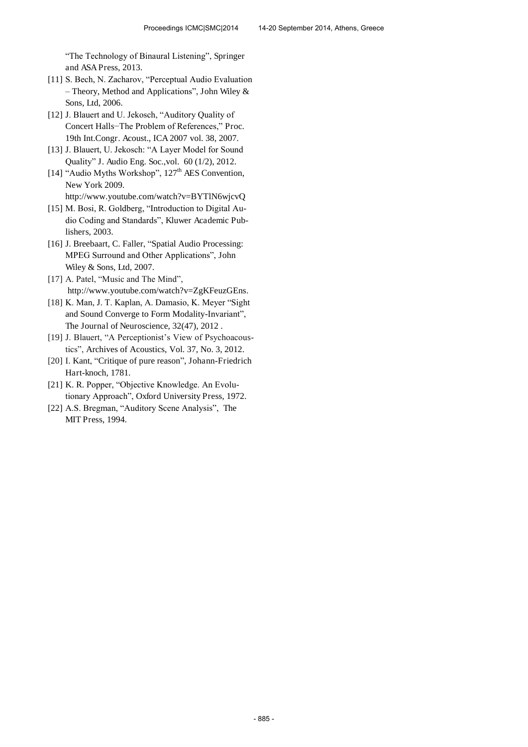"The Technology of Binaural Listening", Springer and ASA Press, 2013.

[11] S. Bech, N. Zacharov, "Perceptual Audio Evaluation – Theory, Method and Applications", John Wiley & Sons, Ltd, 2006.

[12] J. Blauert and U. Jekosch, "Auditory Quality of Concert Halls−The Problem of References," Proc. 19th Int.Congr. Acoust., ICA 2007 vol. 38, 2007.

[13] J. Blauert, U. Jekosch: "A Layer Model for Sound Quality" J. Audio Eng. Soc.,vol. 60 (1/2), 2012.

[14] "Audio Myths Workshop", 127th AES Convention, New York 2009. http://www.youtube.com/watch?v=BYTlN6wjcvQ

[15] M. Bosi, R. Goldberg, "Introduction to Digital Audio Coding and Standards", Kluwer Academic Publishers, 2003.

[16] J. Breebaart, C. Faller, "Spatial Audio Processing: MPEG Surround and Other Applications", John Wiley & Sons, Ltd, 2007.

[17] A. Patel, "Music and The Mind", http://www.youtube.com/watch?v=ZgKFeuzGEns.

[18] K. Man, J. T. Kaplan, A. Damasio, K. Meyer "Sight and Sound Converge to Form Modality-Invariant", The Journal of Neuroscience, 32(47), 2012 .

[19] J. Blauert, "A Perceptionist's View of Psychoacoustics", Archives of Acoustics, Vol. 37, No. 3, 2012.

[20] I. Kant, "Critique of pure reason", Johann-Friedrich Hart-knoch, 1781.

[21] K. R. Popper, "Objective Knowledge. An Evolutionary Approach", Oxford University Press, 1972.

[22] A.S. Bregman, "Auditory Scene Analysis", The MIT Press, 1994.